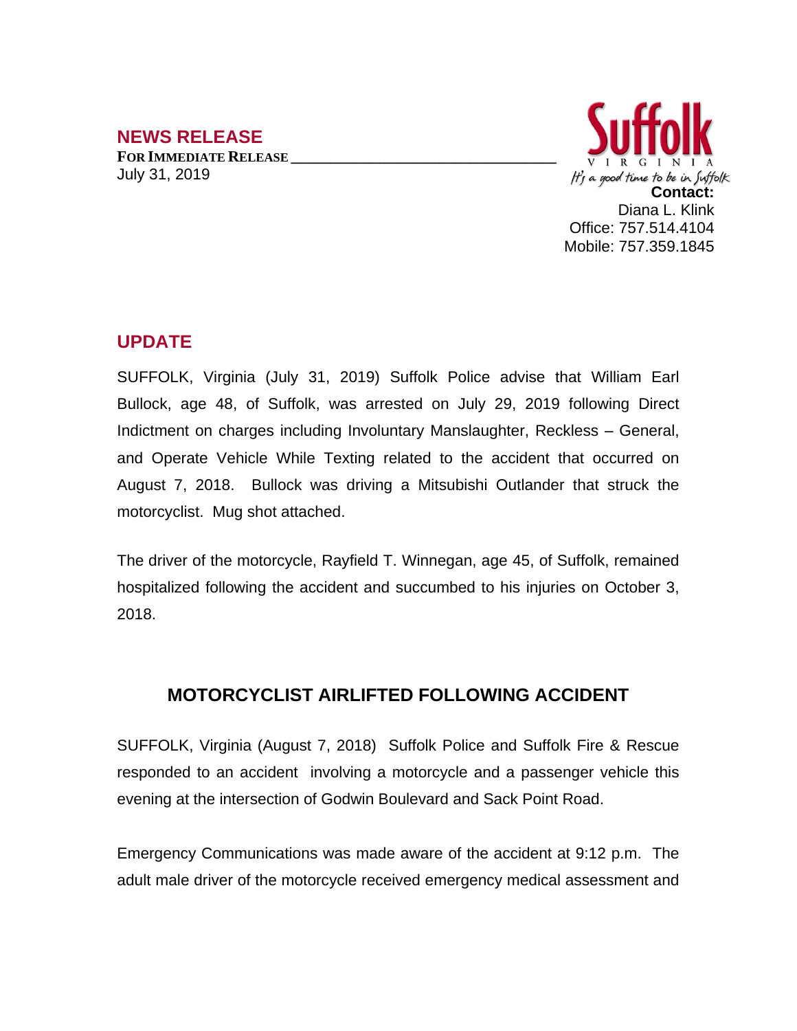## NEWS RELEASE

**FOR IMMEDIATE RELEASE**
July 31, 2019

Suffolk
VIRGINIA
*It's a good time to be in Suffolk*

**Contact:**
Diana L. Klink
Office: 757.514.4104
Mobile: 757.359.1845

## UPDATE

SUFFOLK, Virginia (July 31, 2019) Suffolk Police advise that William Earl Bullock, age 48, of Suffolk, was arrested on July 29, 2019 following Direct Indictment on charges including Involuntary Manslaughter, Reckless – General, and Operate Vehicle While Texting related to the accident that occurred on August 7, 2018. Bullock was driving a Mitsubishi Outlander that struck the motorcyclist. Mug shot attached.

The driver of the motorcycle, Rayfield T. Winnegan, age 45, of Suffolk, remained hospitalized following the accident and succumbed to his injuries on October 3, 2018.

## MOTORCYCLIST AIRLIFTED FOLLOWING ACCIDENT

SUFFOLK, Virginia (August 7, 2018) Suffolk Police and Suffolk Fire & Rescue responded to an accident involving a motorcycle and a passenger vehicle this evening at the intersection of Godwin Boulevard and Sack Point Road.

Emergency Communications was made aware of the accident at 9:12 p.m. The adult male driver of the motorcycle received emergency medical assessment and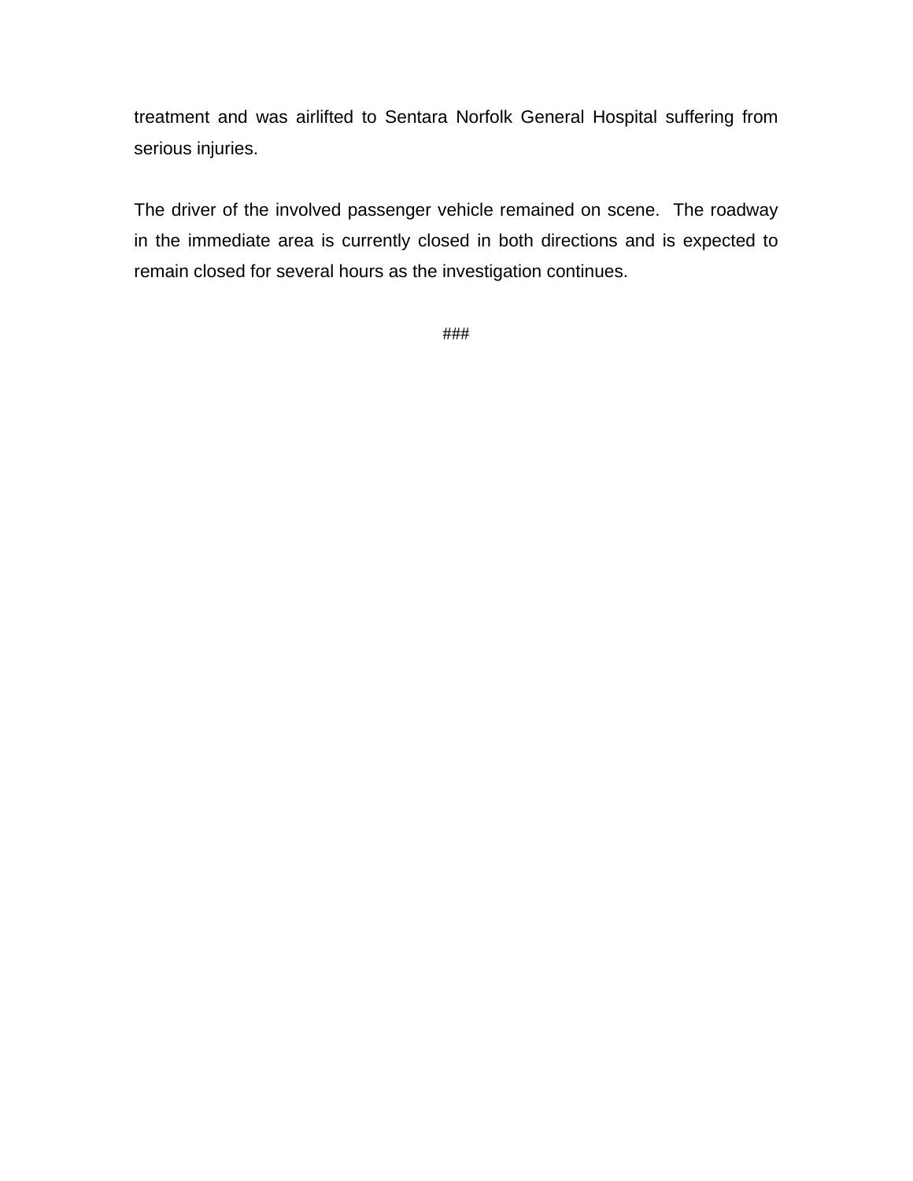treatment and was airlifted to Sentara Norfolk General Hospital suffering from serious injuries.

The driver of the involved passenger vehicle remained on scene. The roadway in the immediate area is currently closed in both directions and is expected to remain closed for several hours as the investigation continues.

###